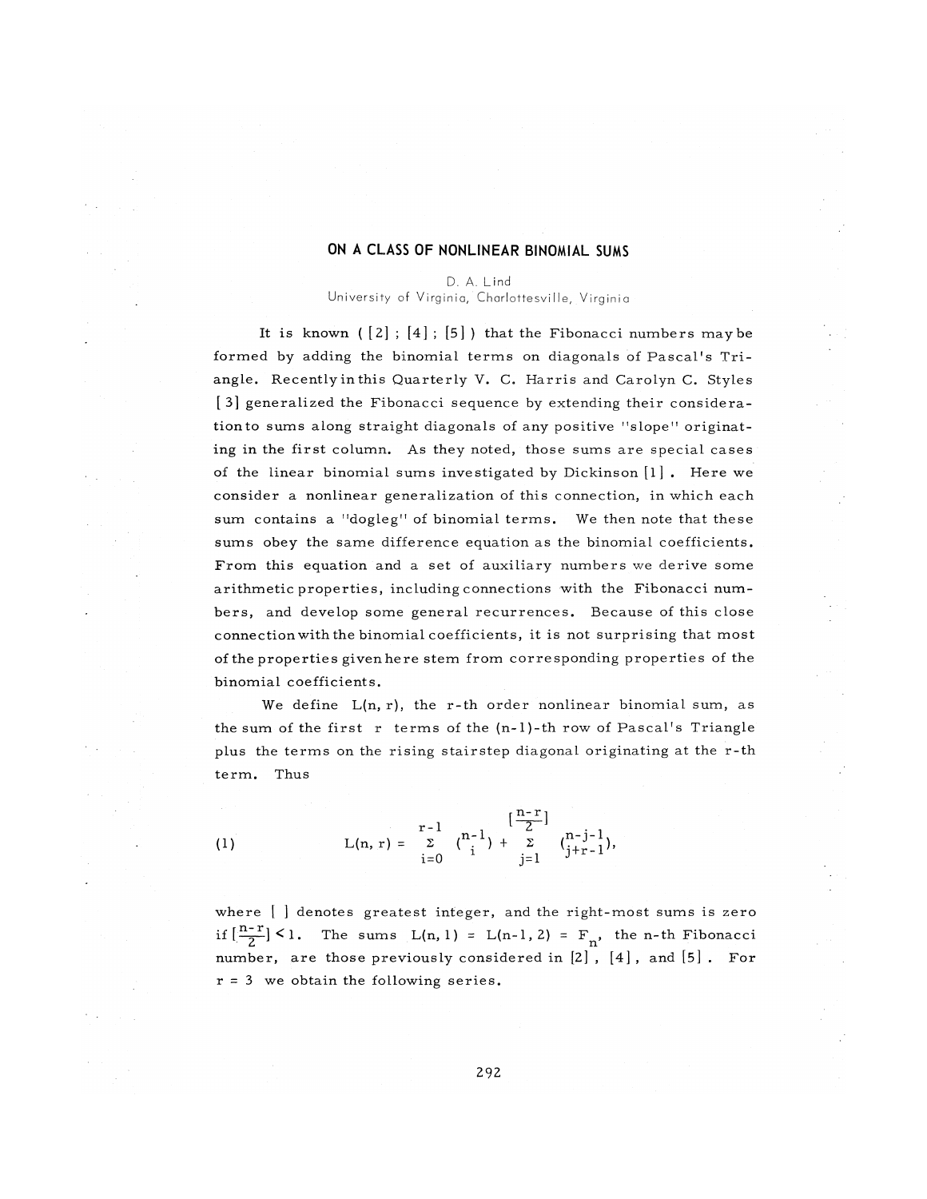# ON A CLASS OF NONLINEAR BINOMIAL SUMS

D. A. Lind
University of Virginia, Charlottesville, Virginia

It is known ( [2] ; [4] ; [5] ) that the Fibonacci numbers may be formed by adding the binomial terms on diagonals of Pascal's Triangle. Recently in this Quarterly V. C. Harris and Carolyn C. Styles [3] generalized the Fibonacci sequence by extending their consideration to sums along straight diagonals of any positive "slope" originating in the first column. As they noted, those sums are special cases of the linear binomial sums investigated by Dickinson [1]. Here we consider a nonlinear generalization of this connection, in which each sum contains a "dogleg" of binomial terms. We then note that these sums obey the same difference equation as the binomial coefficients. From this equation and a set of auxiliary numbers we derive some arithmetic properties, including connections with the Fibonacci numbers, and develop some general recurrences. Because of this close connection with the binomial coefficients, it is not surprising that most of the properties given here stem from corresponding properties of the binomial coefficients.

We define $L(n, r)$, the $r$-th order nonlinear binomial sum, as the sum of the first $r$ terms of the $(n-1)$-th row of Pascal's Triangle plus the terms on the rising stairstep diagonal originating at the $r$-th term. Thus

$$
L(n, r) = \sum_{i=0}^{r-1} \binom{n-1}{i} + \sum_{j=1}^{\left[\frac{n-r}{2}\right]} \binom{n-j-1}{j+r-1}, \tag{1}
$$

where [ ] denotes greatest integer, and the right-most sums is zero if $\left[\frac{n-r}{2}\right] < 1$. The sums $L(n, 1) = L(n-1, 2) = F_n$, the $n$-th Fibonacci number, are those previously considered in [2], [4], and [5]. For $r = 3$ we obtain the following series.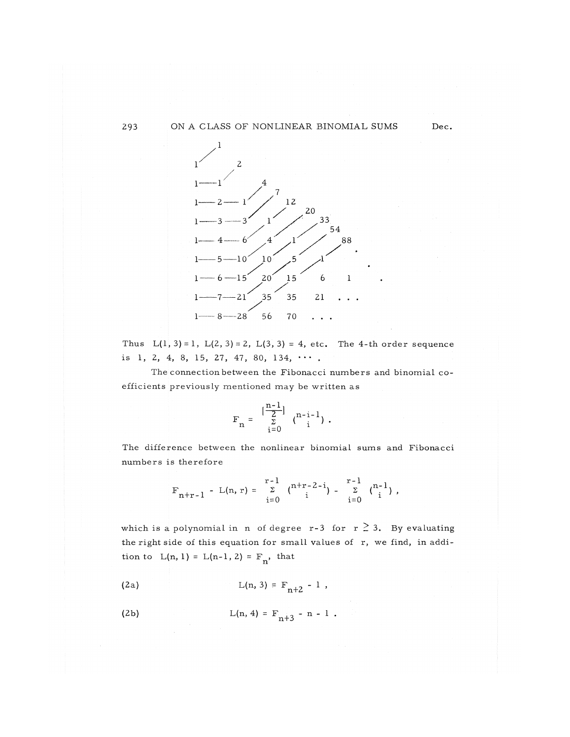```
       1
      /
    1    2
        /
  1—1     4
    /      7
  1— 2— 1      12
               20
  1—3—3   1      33
                   54
  1— 4— 6   4   1    88
                       .
  1—5—10  10  5   1
                        .
  1— 6—15  20  15  6   1     .

  1—7—21  35  35  21  . . .

  1— 8—28  56  70  . . .
```

Thus $L(1, 3) = 1$, $L(2, 3) = 2$, $L(3, 3) = 4$, etc. The 4-th order sequence is 1, 2, 4, 8, 15, 27, 47, 80, 134, $\cdots$ .

The connection between the Fibonacci numbers and binomial coefficients previously mentioned may be written as

$$F_n = \sum_{i=0}^{\left[\frac{n-1}{2}\right]} \binom{n-i-1}{i} .$$

The difference between the nonlinear binomial sums and Fibonacci numbers is therefore

$$F_{n+r-1} - L(n, r) = \sum_{i=0}^{r-1} \binom{n+r-2-i}{i} - \sum_{i=0}^{r-1} \binom{n-1}{i} ,$$

which is a polynomial in $n$ of degree $r-3$ for $r \geq 3$. By evaluating the right side of this equation for small values of $r$, we find, in addition to $L(n, 1) = L(n-1, 2) = F_n$, that

(2a) $$L(n, 3) = F_{n+2} - 1 ,$$

(2b) $$L(n, 4) = F_{n+3} - n - 1 .$$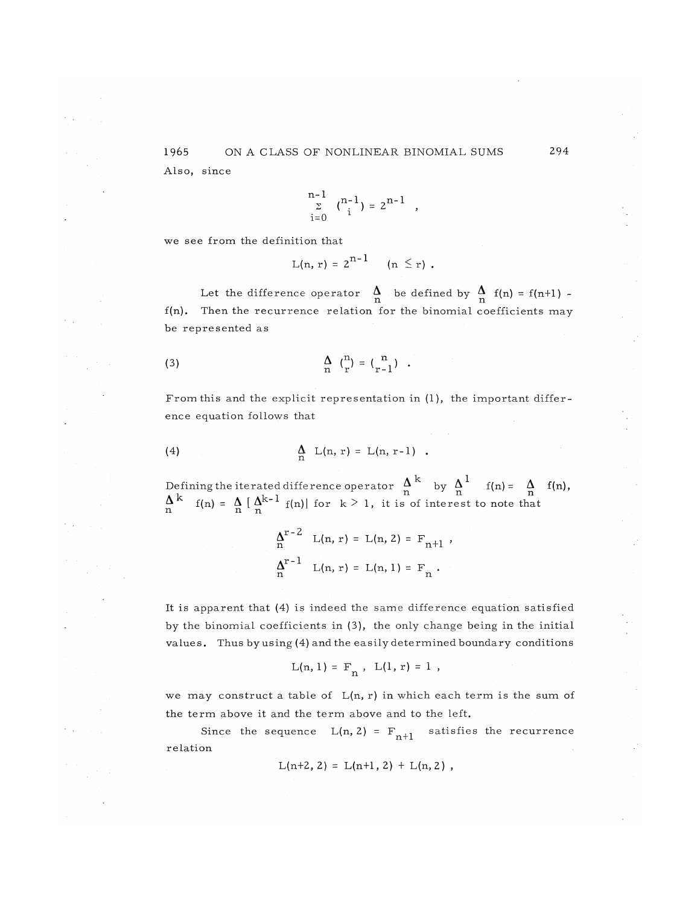Also, since

$$\sum_{i=0}^{n-1} \binom{n-1}{i} = 2^{n-1} ,$$

we see from the definition that

$$L(n, r) = 2^{n-1} \quad (n \leq r) .$$

Let the difference operator $\underset{n}{\Delta}$ be defined by $\underset{n}{\Delta} f(n) = f(n+1) - f(n)$. Then the recurrence relation for the binomial coefficients may be represented as

$$\underset{n}{\Delta} \binom{n}{r} = \binom{n}{r-1} . \tag{3}$$

From this and the explicit representation in (1), the important difference equation follows that

$$\underset{n}{\Delta} L(n, r) = L(n, r-1) . \tag{4}$$

Defining the iterated difference operator $\underset{n}{\Delta}^k$ by $\underset{n}{\Delta}^1 f(n) = \underset{n}{\Delta} f(n)$, $\underset{n}{\Delta}^k f(n) = \underset{n}{\Delta} [\underset{n}{\Delta}^{k-1} f(n)]$ for $k > 1$, it is of interest to note that

$$\underset{n}{\Delta}^{r-2} L(n, r) = L(n, 2) = F_{n+1} ,$$

$$\underset{n}{\Delta}^{r-1} L(n, r) = L(n, 1) = F_n .$$

It is apparent that (4) is indeed the same difference equation satisfied by the binomial coefficients in (3), the only change being in the initial values. Thus by using (4) and the easily determined boundary conditions

$$L(n, 1) = F_n , \quad L(1, r) = 1 ,$$

we may construct a table of $L(n, r)$ in which each term is the sum of the term above it and the term above and to the left.

Since the sequence $L(n, 2) = F_{n+1}$ satisfies the recurrence relation

$$L(n+2, 2) = L(n+1, 2) + L(n, 2) ,$$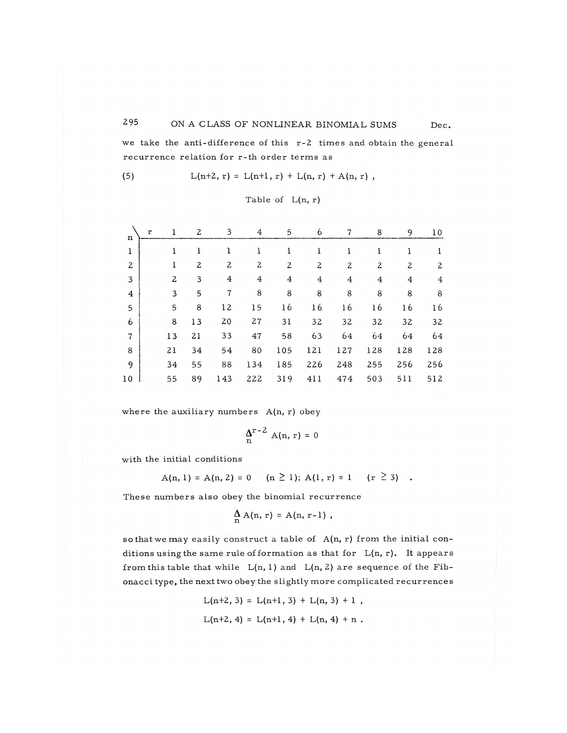we take the anti-difference of this $r-2$ times and obtain the general recurrence relation for r-th order terms as

$$L(n+2, r) = L(n+1, r) + L(n, r) + A(n, r) , \tag{5}$$

Table of $L(n, r)$

| n \ r | 1 | 2 | 3 | 4 | 5 | 6 | 7 | 8 | 9 | 10 |
|---|---|---|---|---|---|---|---|---|---|---|
| 1 | 1 | 1 | 1 | 1 | 1 | 1 | 1 | 1 | 1 | 1 |
| 2 | 1 | 2 | 2 | 2 | 2 | 2 | 2 | 2 | 2 | 2 |
| 3 | 2 | 3 | 4 | 4 | 4 | 4 | 4 | 4 | 4 | 4 |
| 4 | 3 | 5 | 7 | 8 | 8 | 8 | 8 | 8 | 8 | 8 |
| 5 | 5 | 8 | 12 | 15 | 16 | 16 | 16 | 16 | 16 | 16 |
| 6 | 8 | 13 | 20 | 27 | 31 | 32 | 32 | 32 | 32 | 32 |
| 7 | 13 | 21 | 33 | 47 | 58 | 63 | 64 | 64 | 64 | 64 |
| 8 | 21 | 34 | 54 | 80 | 105 | 121 | 127 | 128 | 128 | 128 |
| 9 | 34 | 55 | 88 | 134 | 185 | 226 | 248 | 255 | 256 | 256 |
| 10 | 55 | 89 | 143 | 222 | 319 | 411 | 474 | 503 | 511 | 512 |

where the auxiliary numbers $A(n, r)$ obey

$$\Delta_n^{r-2} A(n, r) = 0$$

with the initial conditions

$$A(n, 1) = A(n, 2) = 0 \quad (n \geq 1); \; A(1, r) = 1 \quad (r \geq 3) \quad .$$

These numbers also obey the binomial recurrence

$$\Delta_n A(n, r) = A(n, r-1) ,$$

so that we may easily construct a table of $A(n, r)$ from the initial conditions using the same rule of formation as that for $L(n, r)$. It appears from this table that while $L(n, 1)$ and $L(n, 2)$ are sequence of the Fibonacci type, the next two obey the slightly more complicated recurrences

$$L(n+2, 3) = L(n+1, 3) + L(n, 3) + 1 ,$$

$$L(n+2, 4) = L(n+1, 4) + L(n, 4) + n .$$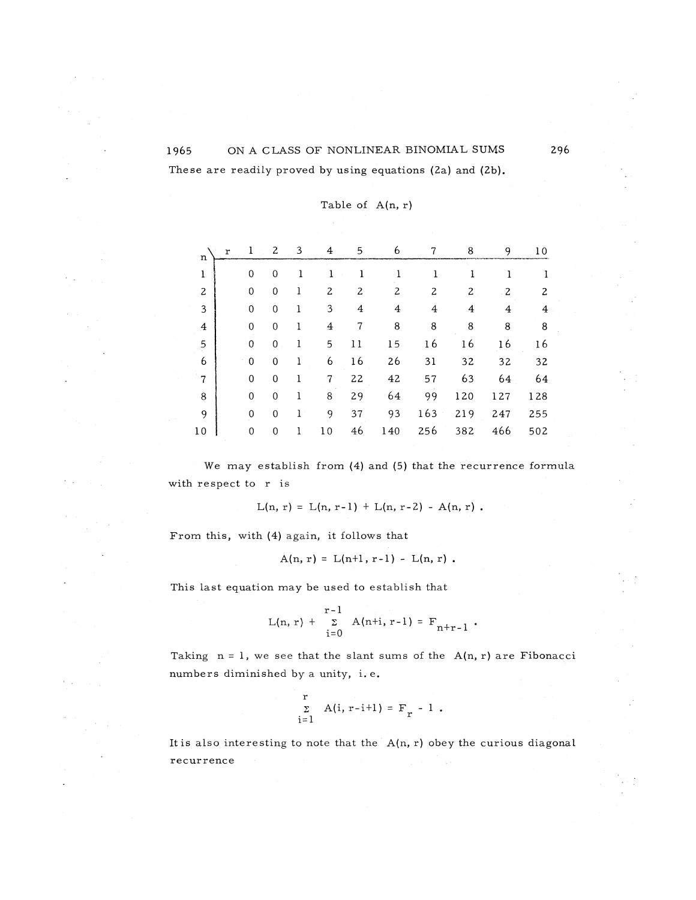These are readily proved by using equations (2a) and (2b).

Table of $A(n, r)$

| n \ r | 1 | 2 | 3 | 4 | 5 | 6 | 7 | 8 | 9 | 10 |
|---|---|---|---|---|---|---|---|---|---|---|
| 1 | 0 | 0 | 1 | 1 | 1 | 1 | 1 | 1 | 1 | 1 |
| 2 | 0 | 0 | 1 | 2 | 2 | 2 | 2 | 2 | 2 | 2 |
| 3 | 0 | 0 | 1 | 3 | 4 | 4 | 4 | 4 | 4 | 4 |
| 4 | 0 | 0 | 1 | 4 | 7 | 8 | 8 | 8 | 8 | 8 |
| 5 | 0 | 0 | 1 | 5 | 11 | 15 | 16 | 16 | 16 | 16 |
| 6 | 0 | 0 | 1 | 6 | 16 | 26 | 31 | 32 | 32 | 32 |
| 7 | 0 | 0 | 1 | 7 | 22 | 42 | 57 | 63 | 64 | 64 |
| 8 | 0 | 0 | 1 | 8 | 29 | 64 | 99 | 120 | 127 | 128 |
| 9 | 0 | 0 | 1 | 9 | 37 | 93 | 163 | 219 | 247 | 255 |
| 10 | 0 | 0 | 1 | 10 | 46 | 140 | 256 | 382 | 466 | 502 |

We may establish from (4) and (5) that the recurrence formula with respect to $r$ is

$$L(n, r) = L(n, r-1) + L(n, r-2) - A(n, r) .$$

From this, with (4) again, it follows that

$$A(n, r) = L(n+1, r-1) - L(n, r) .$$

This last equation may be used to establish that

$$L(n, r) + \sum_{i=0}^{r-1} A(n+i, r-1) = F_{n+r-1} .$$

Taking $n = 1$, we see that the slant sums of the $A(n, r)$ are Fibonacci numbers diminished by a unity, i.e.

$$\sum_{i=1}^{r} A(i, r-i+1) = F_r - 1 .$$

It is also interesting to note that the $A(n, r)$ obey the curious diagonal recurrence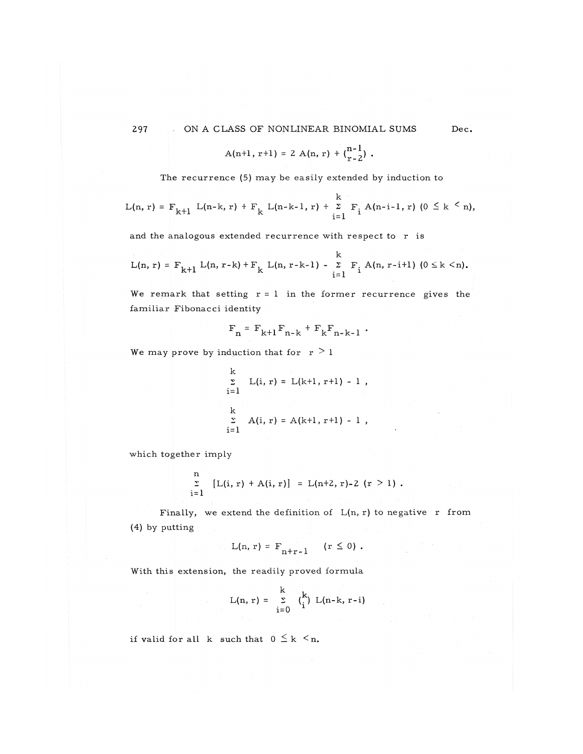$$A(n+1, r+1) = 2\,A(n, r) + \binom{n-1}{r-2} .$$

The recurrence (5) may be easily extended by induction to

$$L(n, r) = F_{k+1}\, L(n-k, r) + F_k\, L(n-k-1, r) + \sum_{i=1}^{k} F_i\, A(n-i-1, r) \quad (0 \le k < n),$$

and the analogous extended recurrence with respect to $r$ is

$$L(n, r) = F_{k+1}\, L(n, r-k) + F_k\, L(n, r-k-1) - \sum_{i=1}^{k} F_i\, A(n, r-i+1) \quad (0 \le k < n).$$

We remark that setting $r = 1$ in the former recurrence gives the familiar Fibonacci identity

$$F_n = F_{k+1}F_{n-k} + F_kF_{n-k-1} .$$

We may prove by induction that for $r > 1$

$$\sum_{i=1}^{k} L(i, r) = L(k+1, r+1) - 1 ,$$

$$\sum_{i=1}^{k} A(i, r) = A(k+1, r+1) - 1 ,$$

which together imply

$$\sum_{i=1}^{n} [L(i, r) + A(i, r)] = L(n+2, r) - 2 \quad (r > 1) .$$

Finally, we extend the definition of $L(n, r)$ to negative $r$ from (4) by putting

$$L(n, r) = F_{n+r-1} \quad (r \le 0) .$$

With this extension, the readily proved formula

$$L(n, r) = \sum_{i=0}^{k} \binom{k}{i} L(n-k, r-i)$$

if valid for all $k$ such that $0 \le k < n$.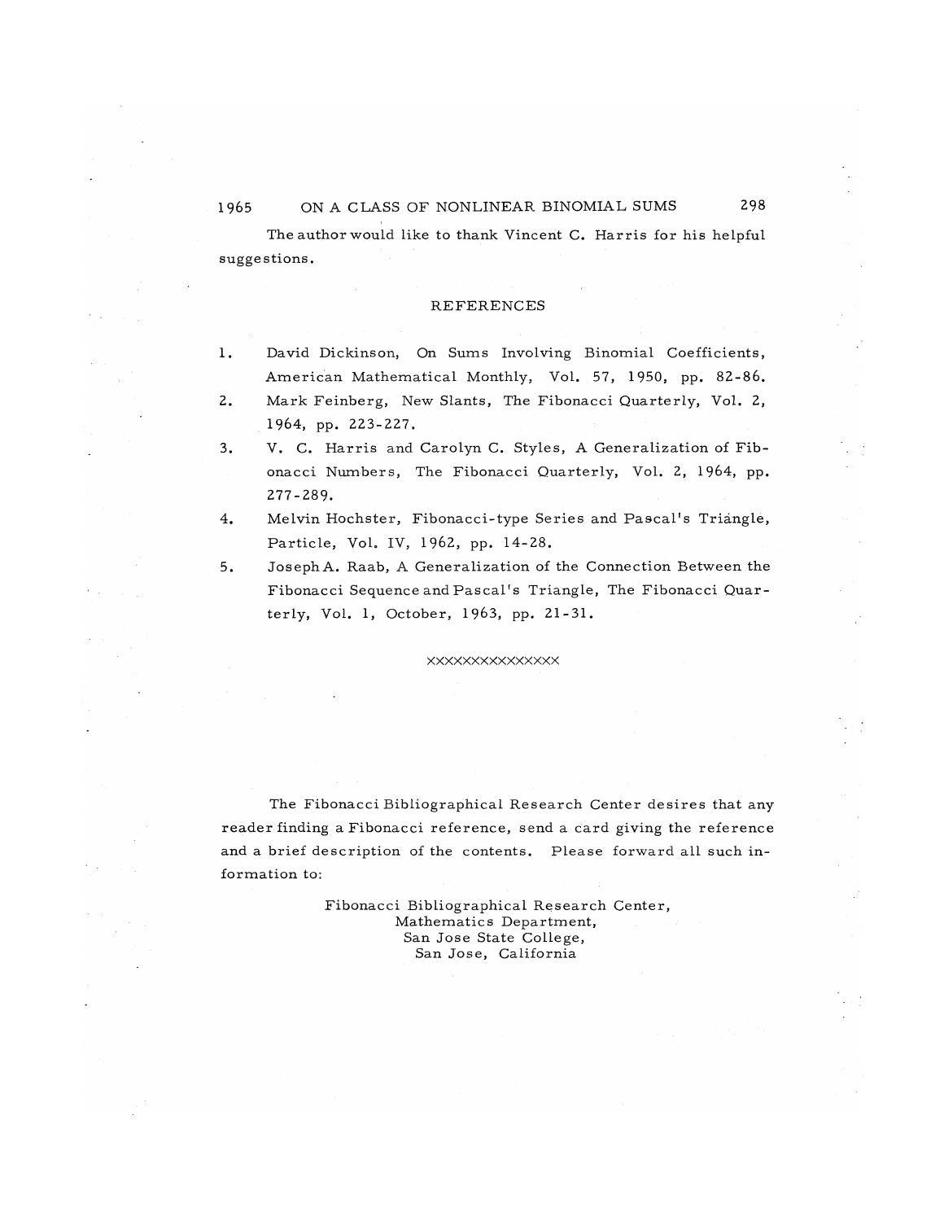The author would like to thank Vincent C. Harris for his helpful suggestions.

## REFERENCES

1. David Dickinson, On Sums Involving Binomial Coefficients, American Mathematical Monthly, Vol. 57, 1950, pp. 82-86.
2. Mark Feinberg, New Slants, The Fibonacci Quarterly, Vol. 2, 1964, pp. 223-227.
3. V. C. Harris and Carolyn C. Styles, A Generalization of Fibonacci Numbers, The Fibonacci Quarterly, Vol. 2, 1964, pp. 277-289.
4. Melvin Hochster, Fibonacci-type Series and Pascal's Triangle, Particle, Vol. IV, 1962, pp. 14-28.
5. Joseph A. Raab, A Generalization of the Connection Between the Fibonacci Sequence and Pascal's Triangle, The Fibonacci Quarterly, Vol. 1, October, 1963, pp. 21-31.

xxxxxxxxxxxxxx

The Fibonacci Bibliographical Research Center desires that any reader finding a Fibonacci reference, send a card giving the reference and a brief description of the contents. Please forward all such information to:

Fibonacci Bibliographical Research Center,
Mathematics Department,
San Jose State College,
San Jose, California